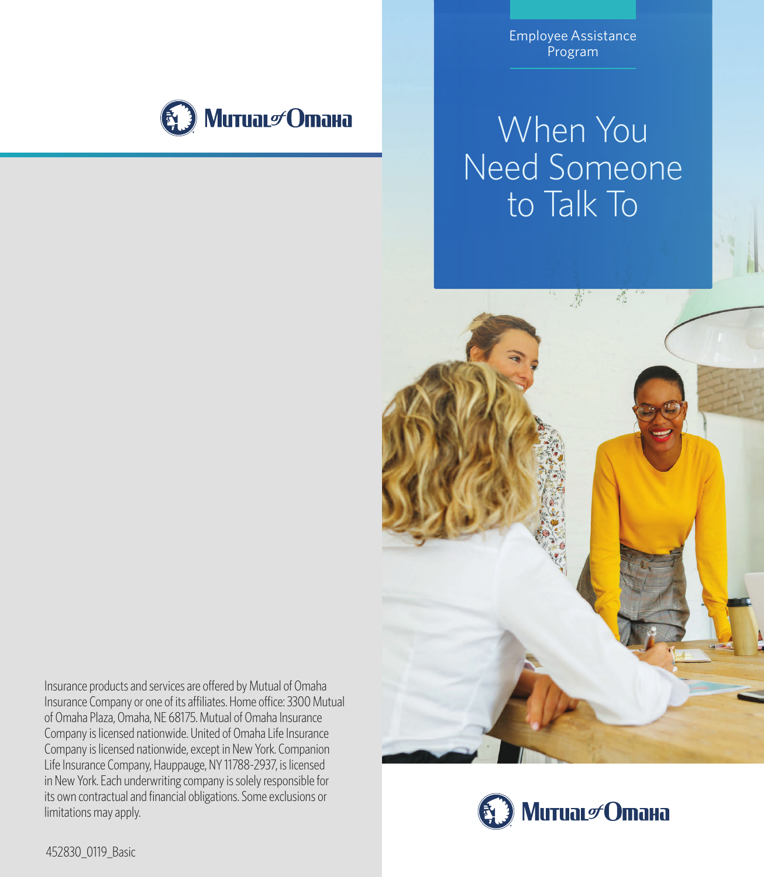Mutual of Omaha

Insurance products and services are offered by Mutual of Omaha Insurance Company or one of its affiliates. Home office: 3300 Mutual of Omaha Plaza, Omaha, NE 68175. Mutual of Omaha Insurance Company is licensed nationwide. United of Omaha Life Insurance Company is licensed nationwide, except in New York. Companion Life Insurance Company, Hauppauge, NY 11788-2937, is licensed in New York. Each underwriting company is solely responsible for its own contractual and financial obligations. Some exclusions or limitations may apply.

452830_0119_Basic

Employee Assistance Program

# When You Need Someone to Talk To

Mutual of Omaha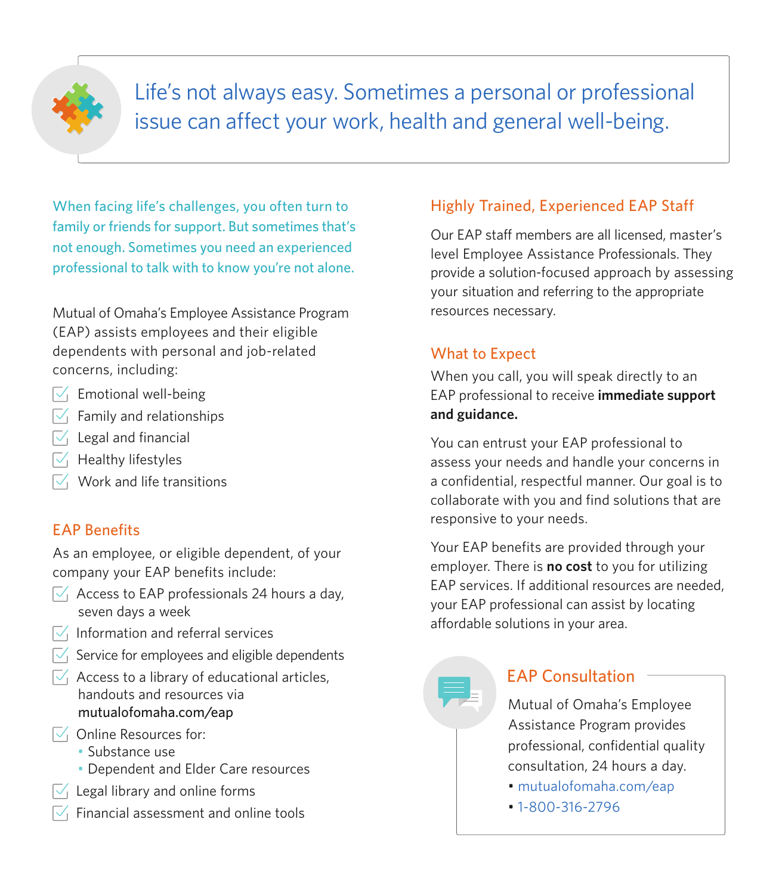Life's not always easy. Sometimes a personal or professional issue can affect your work, health and general well-being.

When facing life's challenges, you often turn to family or friends for support. But sometimes that's not enough. Sometimes you need an experienced professional to talk with to know you're not alone.

Mutual of Omaha's Employee Assistance Program (EAP) assists employees and their eligible dependents with personal and job-related concerns, including:

- Emotional well-being
- Family and relationships
- Legal and financial
- Healthy lifestyles
- Work and life transitions

## EAP Benefits

As an employee, or eligible dependent, of your company your EAP benefits include:

- Access to EAP professionals 24 hours a day, seven days a week
- Information and referral services
- Service for employees and eligible dependents
- Access to a library of educational articles, handouts and resources via **mutualofomaha.com/eap**
- Online Resources for:
  - Substance use
  - Dependent and Elder Care resources
- Legal library and online forms
- Financial assessment and online tools

## Highly Trained, Experienced EAP Staff

Our EAP staff members are all licensed, master's level Employee Assistance Professionals. They provide a solution-focused approach by assessing your situation and referring to the appropriate resources necessary.

## What to Expect

When you call, you will speak directly to an EAP professional to receive **immediate support and guidance.**

You can entrust your EAP professional to assess your needs and handle your concerns in a confidential, respectful manner. Our goal is to collaborate with you and find solutions that are responsive to your needs.

Your EAP benefits are provided through your employer. There is **no cost** to you for utilizing EAP services. If additional resources are needed, your EAP professional can assist by locating affordable solutions in your area.

## EAP Consultation

Mutual of Omaha's Employee Assistance Program provides professional, confidential quality consultation, 24 hours a day.

- mutualofomaha.com/eap
- 1-800-316-2796